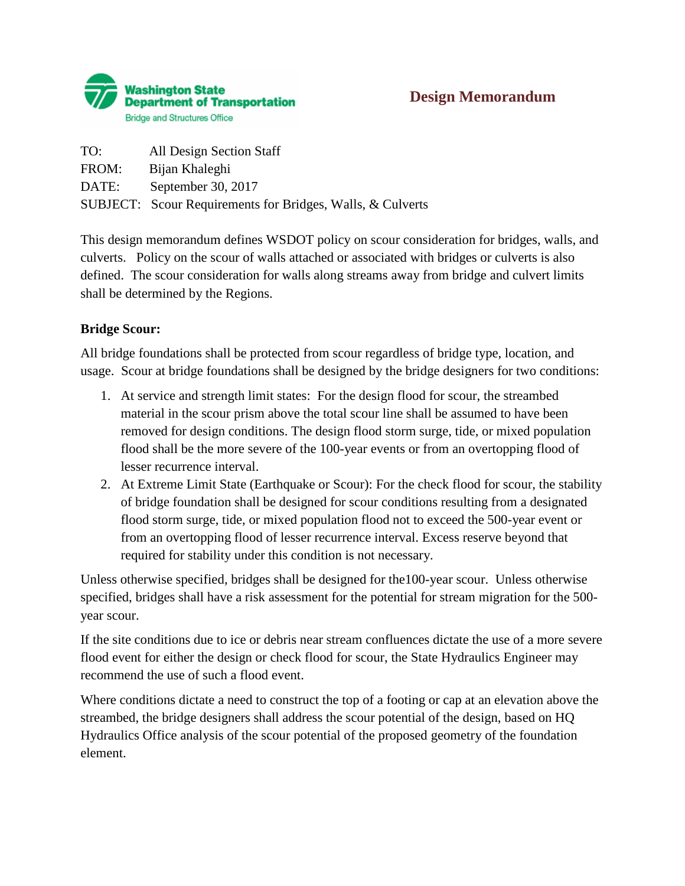Washington State Department of Transportation
Bridge and Structures Office

# Design Memorandum

TO: All Design Section Staff
FROM: Bijan Khaleghi
DATE: September 30, 2017
SUBJECT: Scour Requirements for Bridges, Walls, & Culverts

This design memorandum defines WSDOT policy on scour consideration for bridges, walls, and culverts. Policy on the scour of walls attached or associated with bridges or culverts is also defined. The scour consideration for walls along streams away from bridge and culvert limits shall be determined by the Regions.

**Bridge Scour:**

All bridge foundations shall be protected from scour regardless of bridge type, location, and usage. Scour at bridge foundations shall be designed by the bridge designers for two conditions:

1. At service and strength limit states: For the design flood for scour, the streambed material in the scour prism above the total scour line shall be assumed to have been removed for design conditions. The design flood storm surge, tide, or mixed population flood shall be the more severe of the 100-year events or from an overtopping flood of lesser recurrence interval.
2. At Extreme Limit State (Earthquake or Scour): For the check flood for scour, the stability of bridge foundation shall be designed for scour conditions resulting from a designated flood storm surge, tide, or mixed population flood not to exceed the 500-year event or from an overtopping flood of lesser recurrence interval. Excess reserve beyond that required for stability under this condition is not necessary.

Unless otherwise specified, bridges shall be designed for the100-year scour. Unless otherwise specified, bridges shall have a risk assessment for the potential for stream migration for the 500-year scour.

If the site conditions due to ice or debris near stream confluences dictate the use of a more severe flood event for either the design or check flood for scour, the State Hydraulics Engineer may recommend the use of such a flood event.

Where conditions dictate a need to construct the top of a footing or cap at an elevation above the streambed, the bridge designers shall address the scour potential of the design, based on HQ Hydraulics Office analysis of the scour potential of the proposed geometry of the foundation element.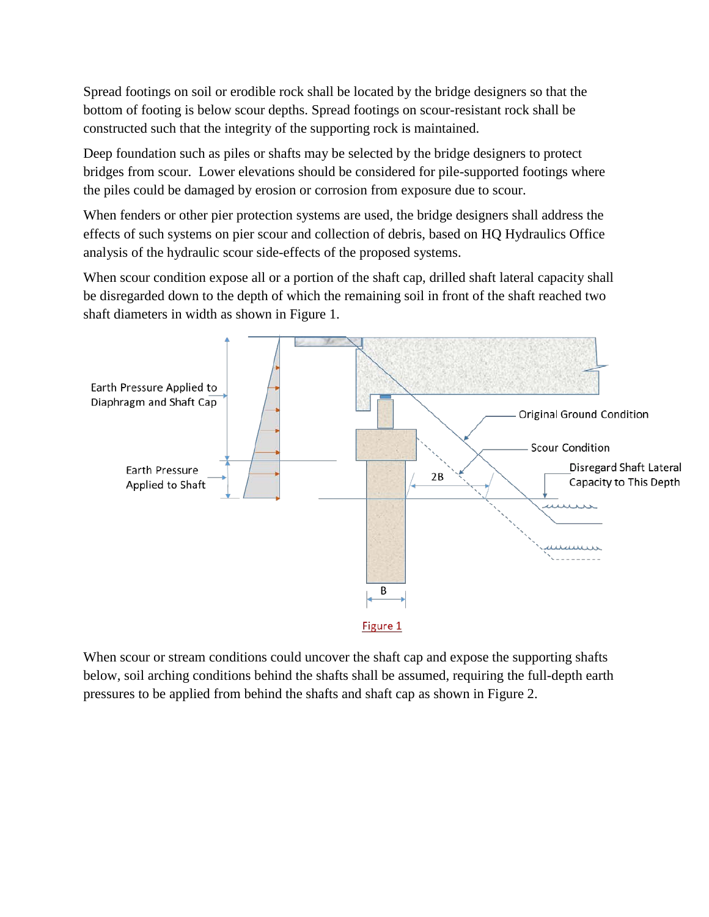Spread footings on soil or erodible rock shall be located by the bridge designers so that the bottom of footing is below scour depths. Spread footings on scour-resistant rock shall be constructed such that the integrity of the supporting rock is maintained.

Deep foundation such as piles or shafts may be selected by the bridge designers to protect bridges from scour. Lower elevations should be considered for pile-supported footings where the piles could be damaged by erosion or corrosion from exposure due to scour.

When fenders or other pier protection systems are used, the bridge designers shall address the effects of such systems on pier scour and collection of debris, based on HQ Hydraulics Office analysis of the hydraulic scour side-effects of the proposed systems.

When scour condition expose all or a portion of the shaft cap, drilled shaft lateral capacity shall be disregarded down to the depth of which the remaining soil in front of the shaft reached two shaft diameters in width as shown in Figure 1.

Figure 1

When scour or stream conditions could uncover the shaft cap and expose the supporting shafts below, soil arching conditions behind the shafts shall be assumed, requiring the full-depth earth pressures to be applied from behind the shafts and shaft cap as shown in Figure 2.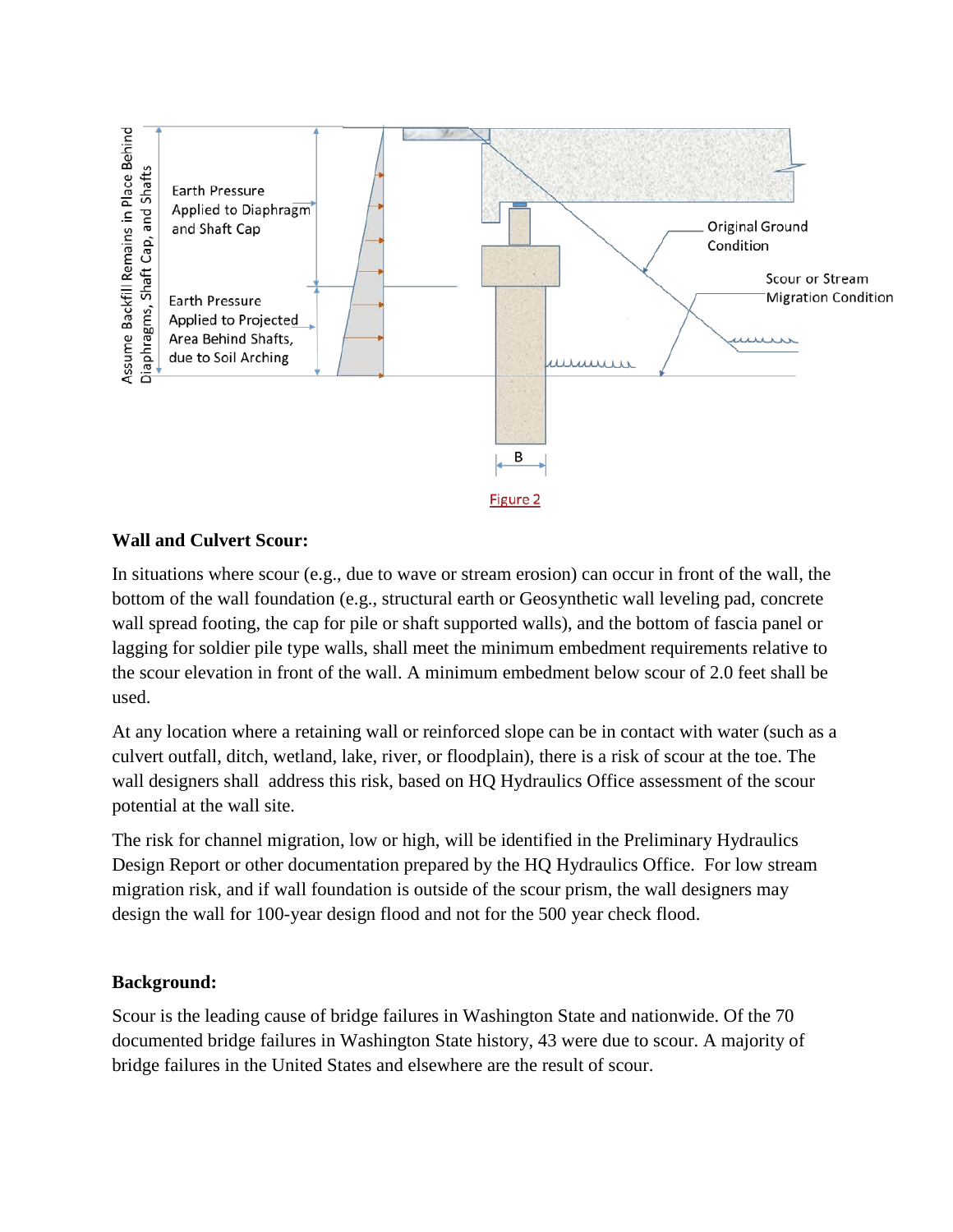Figure 2

**Wall and Culvert Scour:**

In situations where scour (e.g., due to wave or stream erosion) can occur in front of the wall, the bottom of the wall foundation (e.g., structural earth or Geosynthetic wall leveling pad, concrete wall spread footing, the cap for pile or shaft supported walls), and the bottom of fascia panel or lagging for soldier pile type walls, shall meet the minimum embedment requirements relative to the scour elevation in front of the wall. A minimum embedment below scour of 2.0 feet shall be used.

At any location where a retaining wall or reinforced slope can be in contact with water (such as a culvert outfall, ditch, wetland, lake, river, or floodplain), there is a risk of scour at the toe. The wall designers shall address this risk, based on HQ Hydraulics Office assessment of the scour potential at the wall site.

The risk for channel migration, low or high, will be identified in the Preliminary Hydraulics Design Report or other documentation prepared by the HQ Hydraulics Office. For low stream migration risk, and if wall foundation is outside of the scour prism, the wall designers may design the wall for 100-year design flood and not for the 500 year check flood.

**Background:**

Scour is the leading cause of bridge failures in Washington State and nationwide. Of the 70 documented bridge failures in Washington State history, 43 were due to scour. A majority of bridge failures in the United States and elsewhere are the result of scour.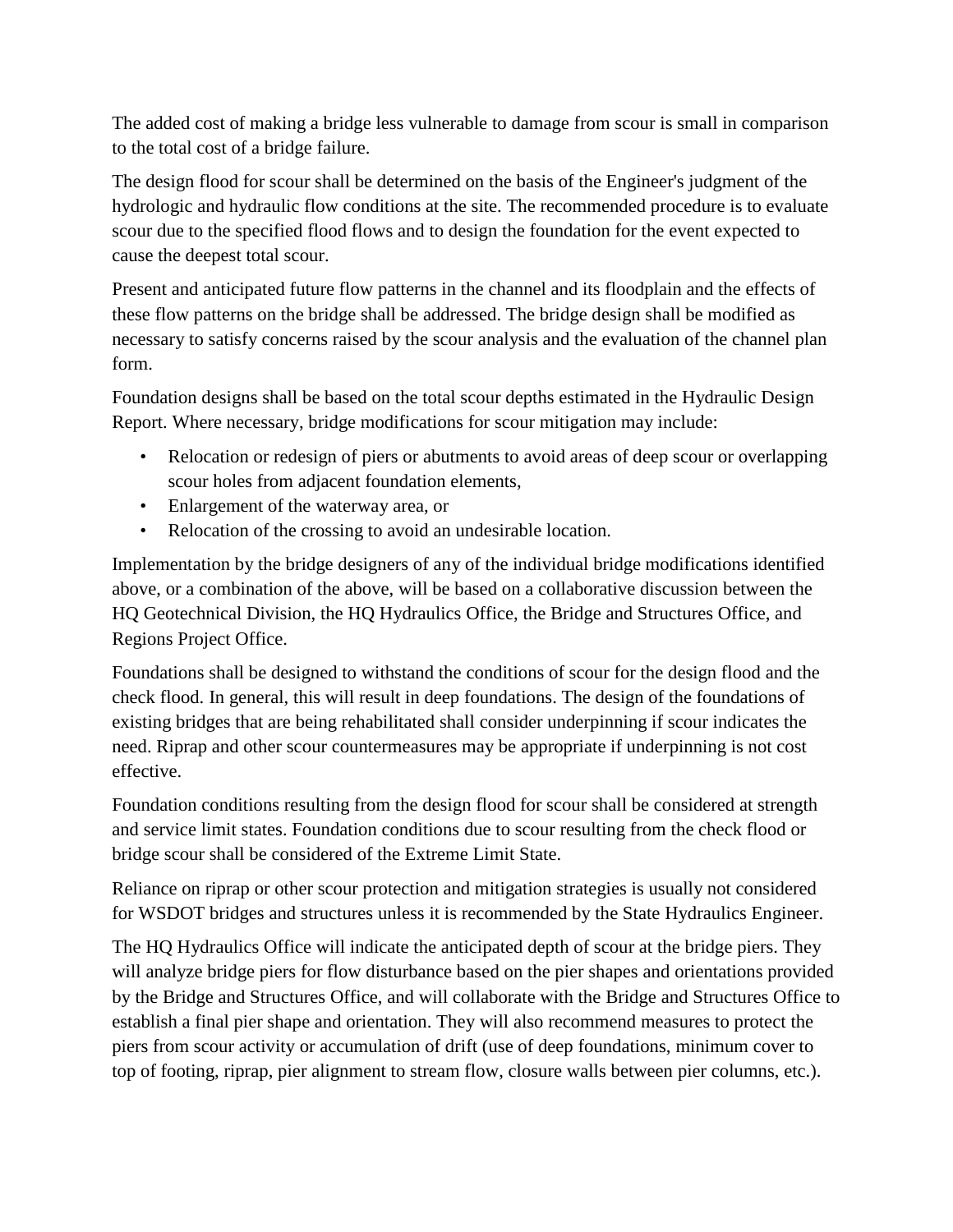The added cost of making a bridge less vulnerable to damage from scour is small in comparison to the total cost of a bridge failure.

The design flood for scour shall be determined on the basis of the Engineer's judgment of the hydrologic and hydraulic flow conditions at the site. The recommended procedure is to evaluate scour due to the specified flood flows and to design the foundation for the event expected to cause the deepest total scour.

Present and anticipated future flow patterns in the channel and its floodplain and the effects of these flow patterns on the bridge shall be addressed. The bridge design shall be modified as necessary to satisfy concerns raised by the scour analysis and the evaluation of the channel plan form.

Foundation designs shall be based on the total scour depths estimated in the Hydraulic Design Report. Where necessary, bridge modifications for scour mitigation may include:

- Relocation or redesign of piers or abutments to avoid areas of deep scour or overlapping scour holes from adjacent foundation elements,
- Enlargement of the waterway area, or
- Relocation of the crossing to avoid an undesirable location.

Implementation by the bridge designers of any of the individual bridge modifications identified above, or a combination of the above, will be based on a collaborative discussion between the HQ Geotechnical Division, the HQ Hydraulics Office, the Bridge and Structures Office, and Regions Project Office.

Foundations shall be designed to withstand the conditions of scour for the design flood and the check flood. In general, this will result in deep foundations. The design of the foundations of existing bridges that are being rehabilitated shall consider underpinning if scour indicates the need. Riprap and other scour countermeasures may be appropriate if underpinning is not cost effective.

Foundation conditions resulting from the design flood for scour shall be considered at strength and service limit states. Foundation conditions due to scour resulting from the check flood or bridge scour shall be considered of the Extreme Limit State.

Reliance on riprap or other scour protection and mitigation strategies is usually not considered for WSDOT bridges and structures unless it is recommended by the State Hydraulics Engineer.

The HQ Hydraulics Office will indicate the anticipated depth of scour at the bridge piers. They will analyze bridge piers for flow disturbance based on the pier shapes and orientations provided by the Bridge and Structures Office, and will collaborate with the Bridge and Structures Office to establish a final pier shape and orientation. They will also recommend measures to protect the piers from scour activity or accumulation of drift (use of deep foundations, minimum cover to top of footing, riprap, pier alignment to stream flow, closure walls between pier columns, etc.).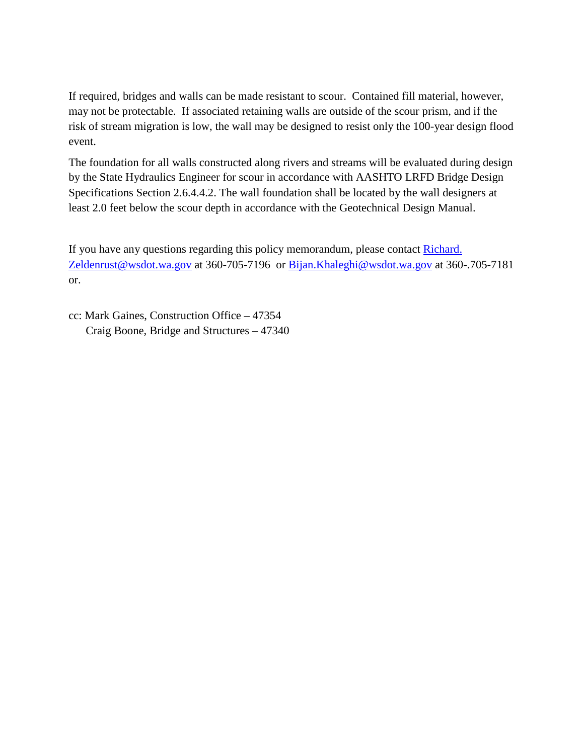If required, bridges and walls can be made resistant to scour. Contained fill material, however, may not be protectable. If associated retaining walls are outside of the scour prism, and if the risk of stream migration is low, the wall may be designed to resist only the 100-year design flood event.

The foundation for all walls constructed along rivers and streams will be evaluated during design by the State Hydraulics Engineer for scour in accordance with AASHTO LRFD Bridge Design Specifications Section 2.6.4.4.2. The wall foundation shall be located by the wall designers at least 2.0 feet below the scour depth in accordance with the Geotechnical Design Manual.

If you have any questions regarding this policy memorandum, please contact Richard.Zeldenrust@wsdot.wa.gov at 360-705-7196 or Bijan.Khaleghi@wsdot.wa.gov at 360-.705-7181 or.

cc: Mark Gaines, Construction Office – 47354
Craig Boone, Bridge and Structures – 47340